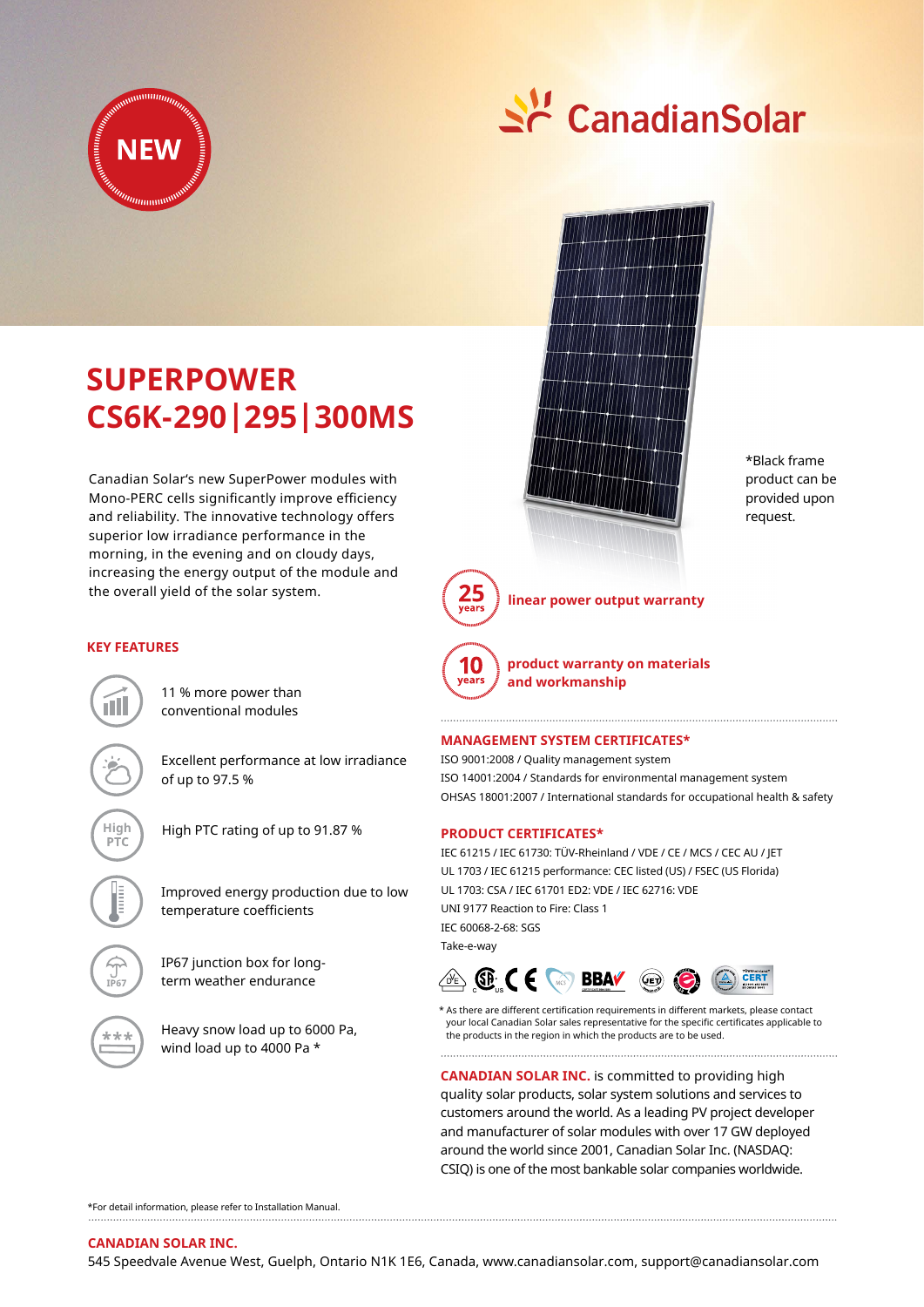NEW

CanadianSolar

# SUPERPOWER CS6K-290|295|300MS

Canadian Solar's new SuperPower modules with Mono-PERC cells significantly improve efficiency and reliability. The innovative technology offers superior low irradiance performance in the morning, in the evening and on cloudy days, increasing the energy output of the module and the overall yield of the solar system.

*Black frame product can be provided upon request.

**25 years** linear power output warranty

**10 years** product warranty on materials and workmanship

## KEY FEATURES

11 % more power than conventional modules

Excellent performance at low irradiance of up to 97.5 %

High PTC rating of up to 91.87 %

Improved energy production due to low temperature coefficients

IP67 junction box for long-term weather endurance

Heavy snow load up to 6000 Pa, wind load up to 4000 Pa *

## MANAGEMENT SYSTEM CERTIFICATES*

ISO 9001:2008 / Quality management system
ISO 14001:2004 / Standards for environmental management system
OHSAS 18001:2007 / International standards for occupational health & safety

## PRODUCT CERTIFICATES*

IEC 61215 / IEC 61730: TÜV-Rheinland / VDE / CE / MCS / CEC AU / JET
UL 1703 / IEC 61215 performance: CEC listed (US) / FSEC (US Florida)
UL 1703: CSA / IEC 61701 ED2: VDE / IEC 62716: VDE
UNI 9177 Reaction to Fire: Class 1
IEC 60068-2-68: SGS
Take-e-way

* As there are different certification requirements in different markets, please contact your local Canadian Solar sales representative for the specific certificates applicable to the products in the region in which the products are to be used.

**CANADIAN SOLAR INC.** is committed to providing high quality solar products, solar system solutions and services to customers around the world. As a leading PV project developer and manufacturer of solar modules with over 17 GW deployed around the world since 2001, Canadian Solar Inc. (NASDAQ: CSIQ) is one of the most bankable solar companies worldwide.

*For detail information, please refer to Installation Manual.

**CANADIAN SOLAR INC.**
545 Speedvale Avenue West, Guelph, Ontario N1K 1E6, Canada, www.canadiansolar.com, support@canadiansolar.com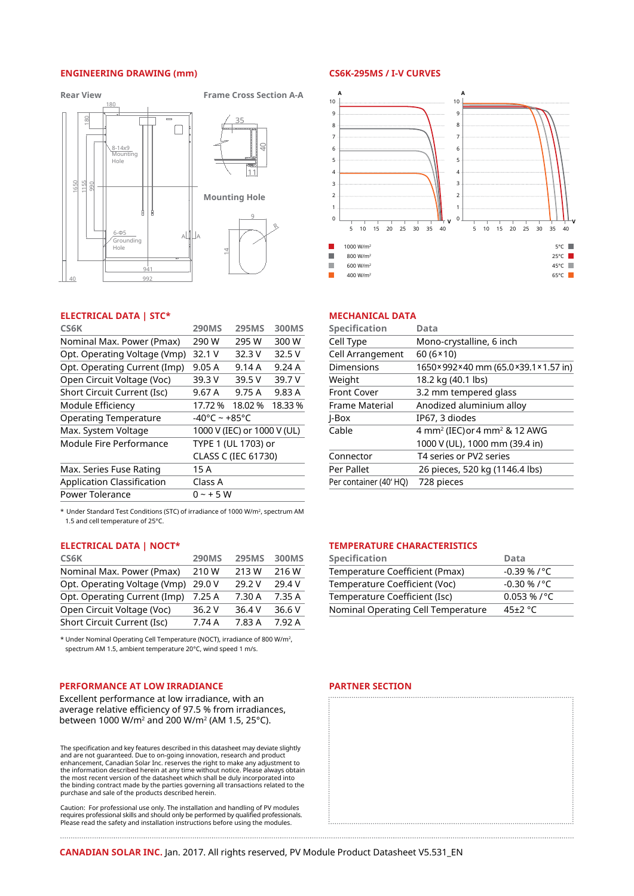## ENGINEERING DRAWING (mm)

Rear View

Frame Cross Section A-A

180
8-14x9 Mounting Hole
1650
1155
990
6-Φ5 Grounding Hole
A
A
941
992
40
35
40
11

Mounting Hole

9
14

## CS6K-295MS / I-V CURVES

A
10
9
8
7
6
5
4
3
2
1
0
5 10 15 20 25 30 35 40
V

1000 W/m²
800 W/m²
600 W/m²
400 W/m²

5°C
25°C
45°C
65°C

## ELECTRICAL DATA | STC*

| CS6K | 290MS | 295MS | 300MS |
|---|---|---|---|
| Nominal Max. Power (Pmax) | 290 W | 295 W | 300 W |
| Opt. Operating Voltage (Vmp) | 32.1 V | 32.3 V | 32.5 V |
| Opt. Operating Current (Imp) | 9.05 A | 9.14 A | 9.24 A |
| Open Circuit Voltage (Voc) | 39.3 V | 39.5 V | 39.7 V |
| Short Circuit Current (Isc) | 9.67 A | 9.75 A | 9.83 A |
| Module Efficiency | 17.72 % | 18.02 % | 18.33 % |
| Operating Temperature | -40°C ~ +85°C | | |
| Max. System Voltage | 1000 V (IEC) or 1000 V (UL) | | |
| Module Fire Performance | TYPE 1 (UL 1703) or CLASS C (IEC 61730) | | |
| Max. Series Fuse Rating | 15 A | | |
| Application Classification | Class A | | |
| Power Tolerance | 0 ~ + 5 W | | |

\* Under Standard Test Conditions (STC) of irradiance of 1000 W/m², spectrum AM 1.5 and cell temperature of 25°C.

## ELECTRICAL DATA | NOCT*

| CS6K | 290MS | 295MS | 300MS |
|---|---|---|---|
| Nominal Max. Power (Pmax) | 210 W | 213 W | 216 W |
| Opt. Operating Voltage (Vmp) | 29.0 V | 29.2 V | 29.4 V |
| Opt. Operating Current (Imp) | 7.25 A | 7.30 A | 7.35 A |
| Open Circuit Voltage (Voc) | 36.2 V | 36.4 V | 36.6 V |
| Short Circuit Current (Isc) | 7.74 A | 7.83 A | 7.92 A |

\* Under Nominal Operating Cell Temperature (NOCT), irradiance of 800 W/m², spectrum AM 1.5, ambient temperature 20°C, wind speed 1 m/s.

## PERFORMANCE AT LOW IRRADIANCE

Excellent performance at low irradiance, with an average relative efficiency of 97.5 % from irradiances, between 1000 W/m² and 200 W/m² (AM 1.5, 25°C).

The specification and key features described in this datasheet may deviate slightly and are not guaranteed. Due to on-going innovation, research and product enhancement, Canadian Solar Inc. reserves the right to make any adjustment to the information described herein at any time without notice. Please always obtain the most recent version of the datasheet which shall be duly incorporated into the binding contract made by the parties governing all transactions related to the purchase and sale of the products described herein.

Caution: For professional use only. The installation and handling of PV modules requires professional skills and should only be performed by qualified professionals. Please read the safety and installation instructions before using the modules.

## MECHANICAL DATA

| Specification | Data |
|---|---|
| Cell Type | Mono-crystalline, 6 inch |
| Cell Arrangement | 60 (6×10) |
| Dimensions | 1650×992×40 mm (65.0×39.1×1.57 in) |
| Weight | 18.2 kg (40.1 lbs) |
| Front Cover | 3.2 mm tempered glass |
| Frame Material | Anodized aluminium alloy |
| J-Box | IP67, 3 diodes |
| Cable | 4 mm² (IEC) or 4 mm² & 12 AWG 1000 V (UL), 1000 mm (39.4 in) |
| Connector | T4 series or PV2 series |
| Per Pallet | 26 pieces, 520 kg (1146.4 lbs) |
| Per container (40' HQ) | 728 pieces |

## TEMPERATURE CHARACTERISTICS

| Specification | Data |
|---|---|
| Temperature Coefficient (Pmax) | -0.39 % / °C |
| Temperature Coefficient (Voc) | -0.30 % / °C |
| Temperature Coefficient (Isc) | 0.053 % / °C |
| Nominal Operating Cell Temperature | 45±2 °C |

## PARTNER SECTION

**CANADIAN SOLAR INC.** Jan. 2017. All rights reserved, PV Module Product Datasheet V5.531_EN